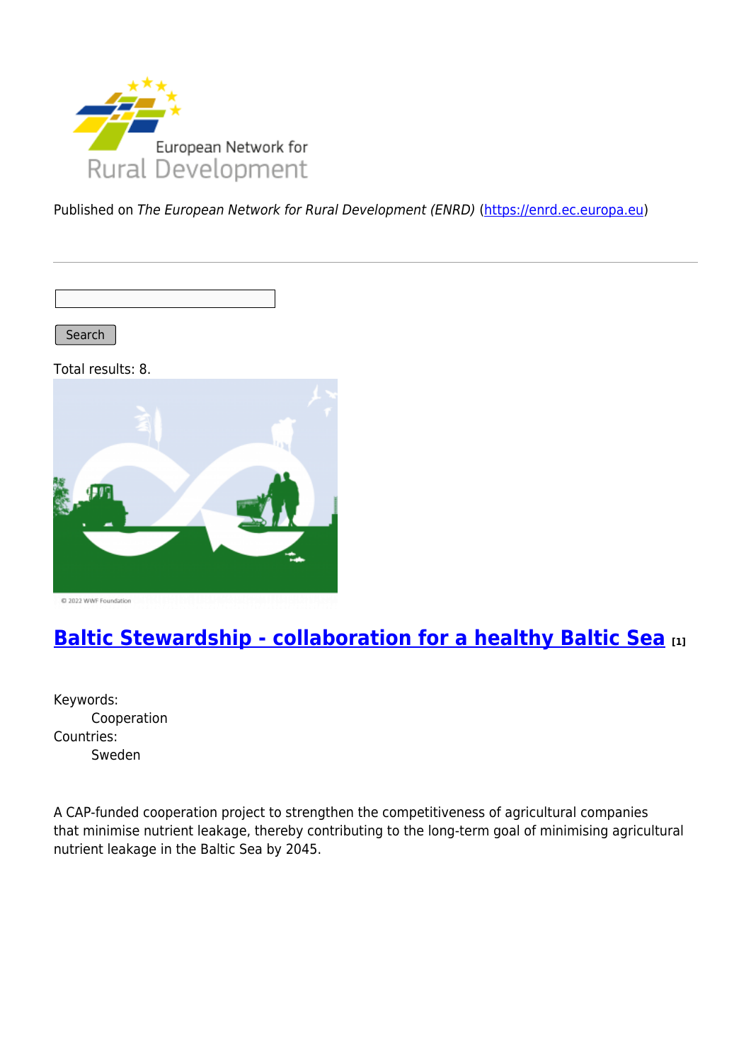Published on *The European Network for Rural Development (ENRD)* (https://enrd.ec.europa.eu)

Search

Total results: 8.

## Baltic Stewardship - collaboration for a healthy Baltic Sea [1]

Keywords:
Cooperation
Countries:
Sweden

A CAP-funded cooperation project to strengthen the competitiveness of agricultural companies that minimise nutrient leakage, thereby contributing to the long-term goal of minimising agricultural nutrient leakage in the Baltic Sea by 2045.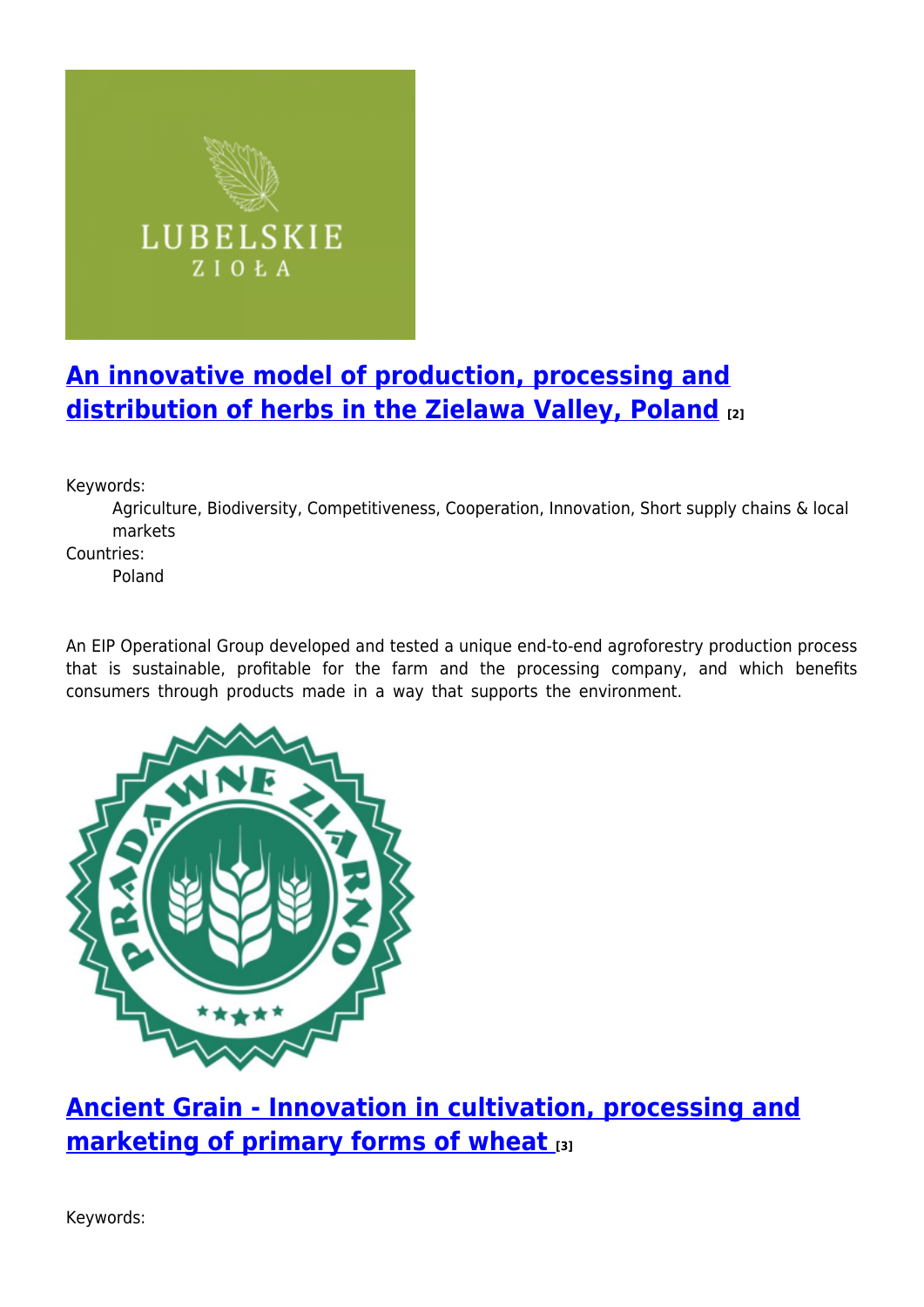## An innovative model of production, processing and distribution of herbs in the Zielawa Valley, Poland [2]

Keywords:
: Agriculture, Biodiversity, Competitiveness, Cooperation, Innovation, Short supply chains & local markets

Countries:
: Poland

An EIP Operational Group developed and tested a unique end-to-end agroforestry production process that is sustainable, profitable for the farm and the processing company, and which benefits consumers through products made in a way that supports the environment.

## Ancient Grain - Innovation in cultivation, processing and marketing of primary forms of wheat [3]

Keywords: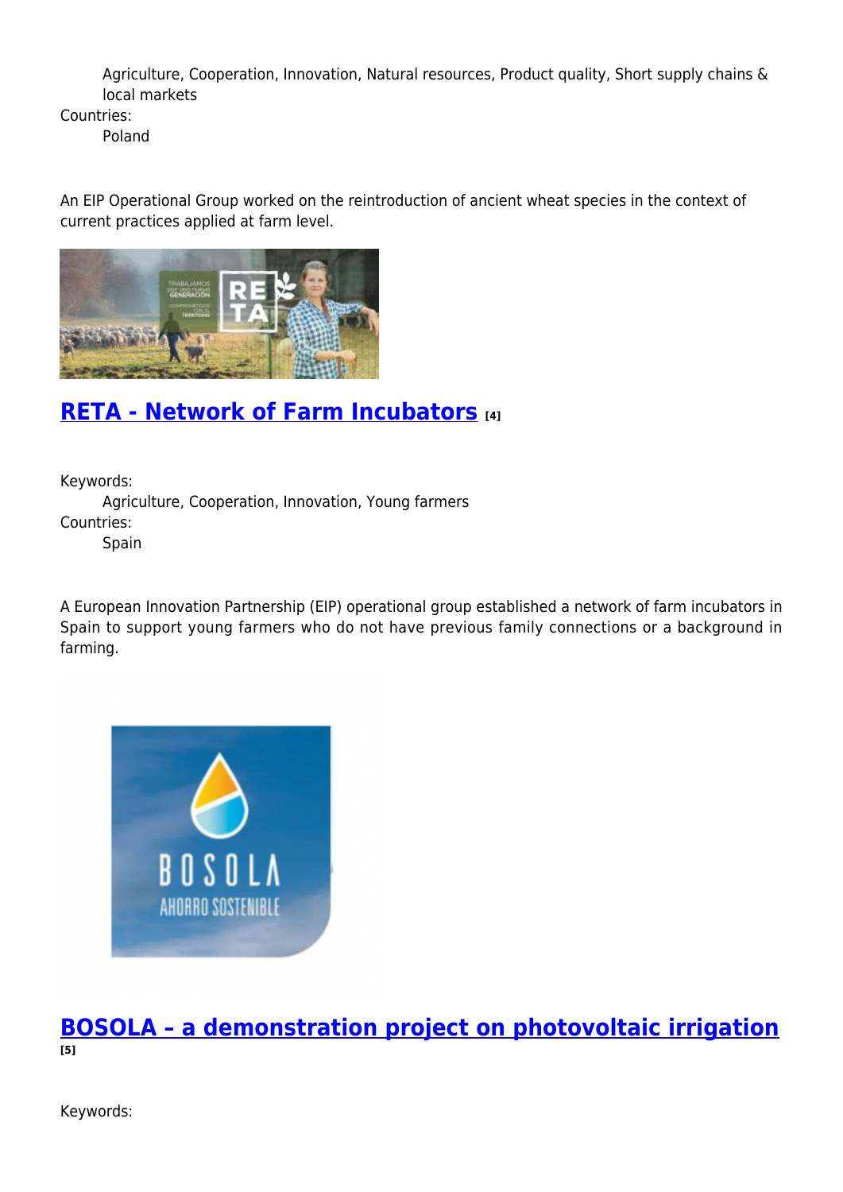Agriculture, Cooperation, Innovation, Natural resources, Product quality, Short supply chains & local markets

Countries:

Poland

An EIP Operational Group worked on the reintroduction of ancient wheat species in the context of current practices applied at farm level.

## RETA - Network of Farm Incubators [4]

Keywords:

Agriculture, Cooperation, Innovation, Young farmers

Countries:

Spain

A European Innovation Partnership (EIP) operational group established a network of farm incubators in Spain to support young farmers who do not have previous family connections or a background in farming.

## BOSOLA – a demonstration project on photovoltaic irrigation [5]

Keywords: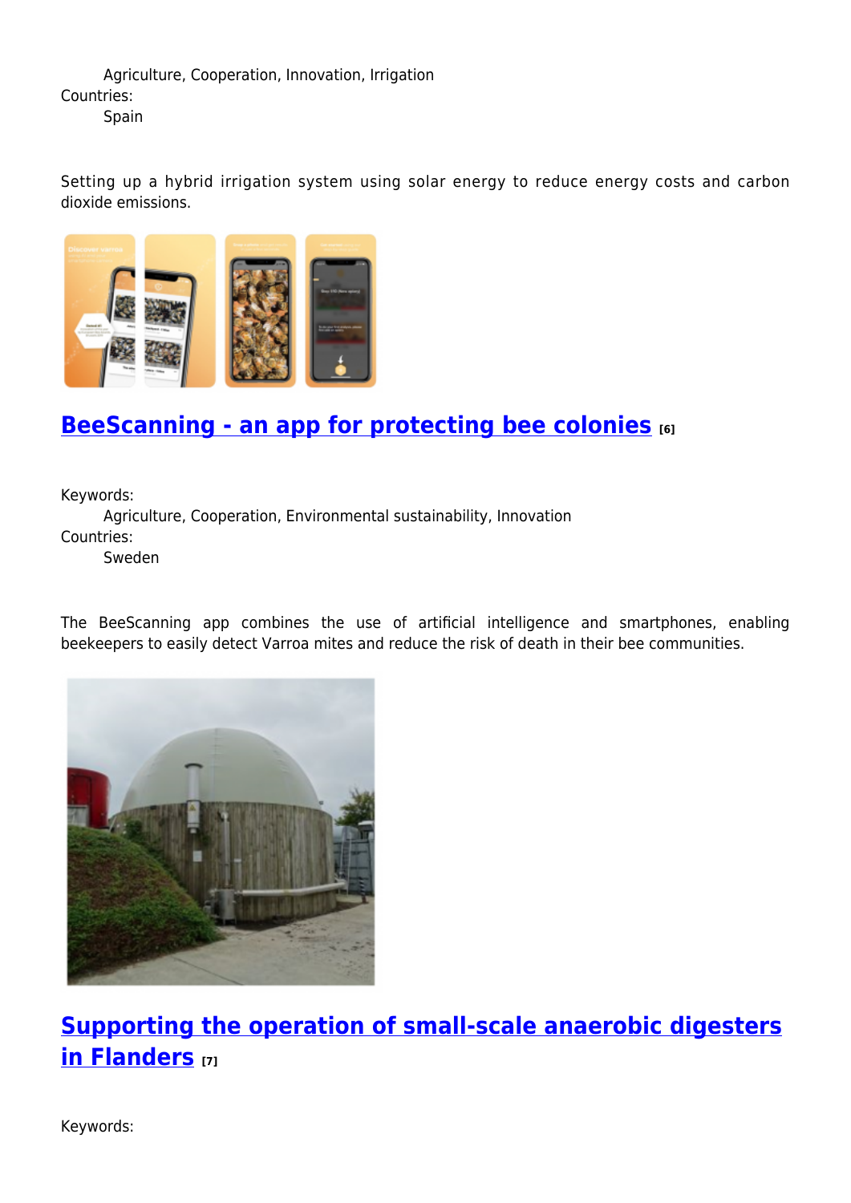Agriculture, Cooperation, Innovation, Irrigation

Countries:

Spain

Setting up a hybrid irrigation system using solar energy to reduce energy costs and carbon dioxide emissions.

## [BeeScanning - an app for protecting bee colonies [6]]

Keywords:

Agriculture, Cooperation, Environmental sustainability, Innovation

Countries:

Sweden

The BeeScanning app combines the use of artificial intelligence and smartphones, enabling beekeepers to easily detect Varroa mites and reduce the risk of death in their bee communities.

## [Supporting the operation of small-scale anaerobic digesters in Flanders [7]]

Keywords: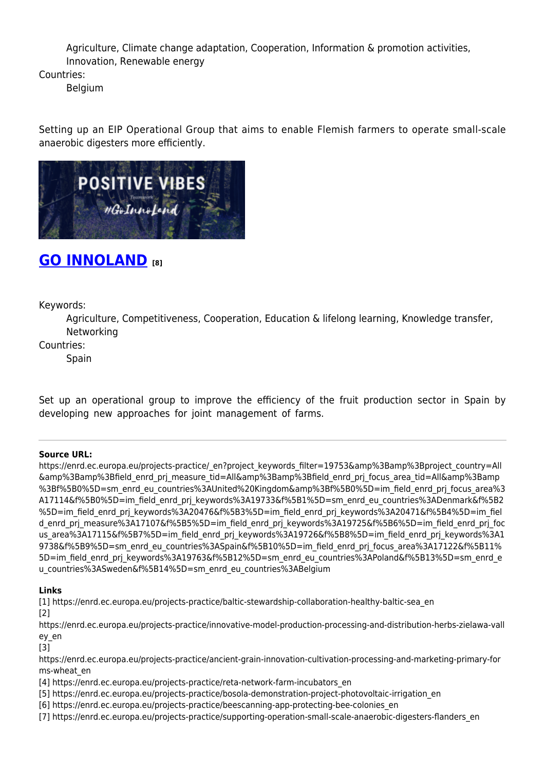Agriculture, Climate change adaptation, Cooperation, Information & promotion activities, Innovation, Renewable energy

Countries:

Belgium

Setting up an EIP Operational Group that aims to enable Flemish farmers to operate small-scale anaerobic digesters more efficiently.

## GO INNOLAND [8]

Keywords:

Agriculture, Competitiveness, Cooperation, Education & lifelong learning, Knowledge transfer, Networking

Countries:

Spain

Set up an operational group to improve the efficiency of the fruit production sector in Spain by developing new approaches for joint management of farms.

---

**Source URL:** https://enrd.ec.europa.eu/projects-practice/_en?project_keywords_filter=19753&amp%3Bamp%3Bproject_country=All&amp%3Bamp%3Bfield_enrd_prj_measure_tid=All&amp%3Bamp%3Bfield_enrd_prj_focus_area_tid=All&amp%3Bamp%3Bf%5B0%5D=sm_enrd_eu_countries%3AUnited%20Kingdom&amp%3Bf%5B0%5D=im_field_enrd_prj_focus_area%3A17114&f%5B0%5D=im_field_enrd_prj_keywords%3A19733&f%5B1%5D=sm_enrd_eu_countries%3ADenmark&f%5B2%5D=im_field_enrd_prj_keywords%3A20476&f%5B3%5D=im_field_enrd_prj_keywords%3A20471&f%5B4%5D=im_field_enrd_prj_measure%3A17107&f%5B5%5D=im_field_enrd_prj_keywords%3A19725&f%5B6%5D=im_field_enrd_prj_focus_area%3A17115&f%5B7%5D=im_field_enrd_prj_keywords%3A19726&f%5B8%5D=im_field_enrd_prj_keywords%3A19738&f%5B9%5D=sm_enrd_eu_countries%3ASpain&f%5B10%5D=im_field_enrd_prj_focus_area%3A17122&f%5B11%5D=im_field_enrd_prj_keywords%3A19763&f%5B12%5D=sm_enrd_eu_countries%3APoland&f%5B13%5D=sm_enrd_eu_countries%3ASweden&f%5B14%5D=sm_enrd_eu_countries%3ABelgium

**Links**

[1] https://enrd.ec.europa.eu/projects-practice/baltic-stewardship-collaboration-healthy-baltic-sea_en
[2] https://enrd.ec.europa.eu/projects-practice/innovative-model-production-processing-and-distribution-herbs-zielawa-valley_en
[3] https://enrd.ec.europa.eu/projects-practice/ancient-grain-innovation-cultivation-processing-and-marketing-primary-forms-wheat_en
[4] https://enrd.ec.europa.eu/projects-practice/reta-network-farm-incubators_en
[5] https://enrd.ec.europa.eu/projects-practice/bosola-demonstration-project-photovoltaic-irrigation_en
[6] https://enrd.ec.europa.eu/projects-practice/beescanning-app-protecting-bee-colonies_en
[7] https://enrd.ec.europa.eu/projects-practice/supporting-operation-small-scale-anaerobic-digesters-flanders_en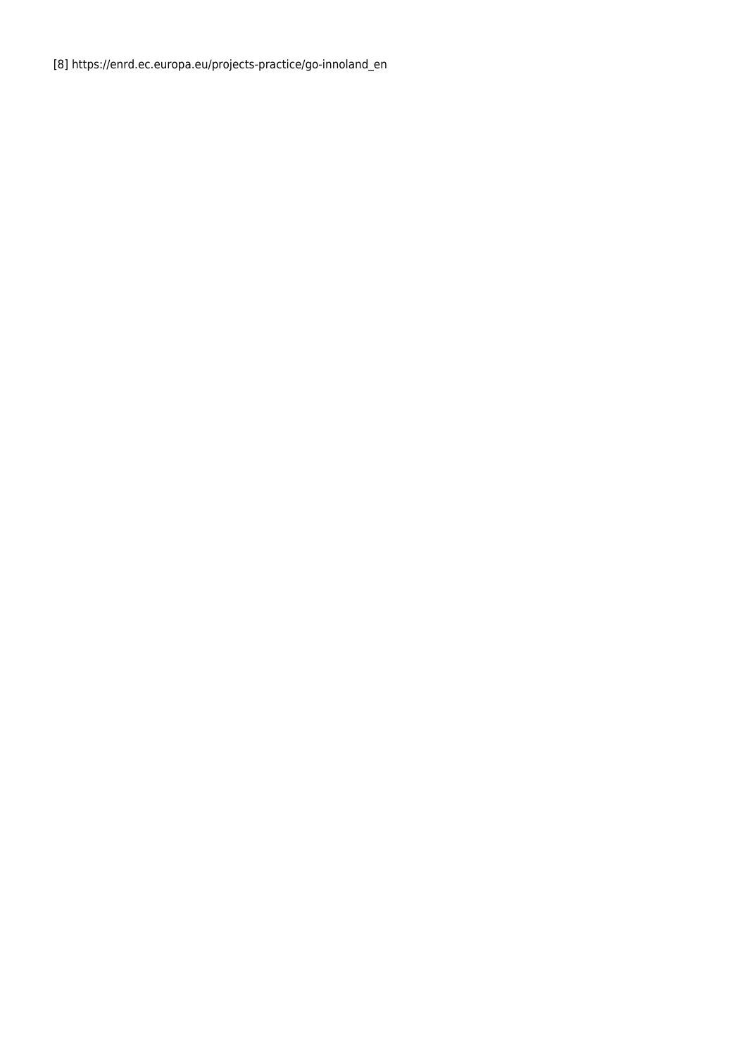[8] https://enrd.ec.europa.eu/projects-practice/go-innoland_en